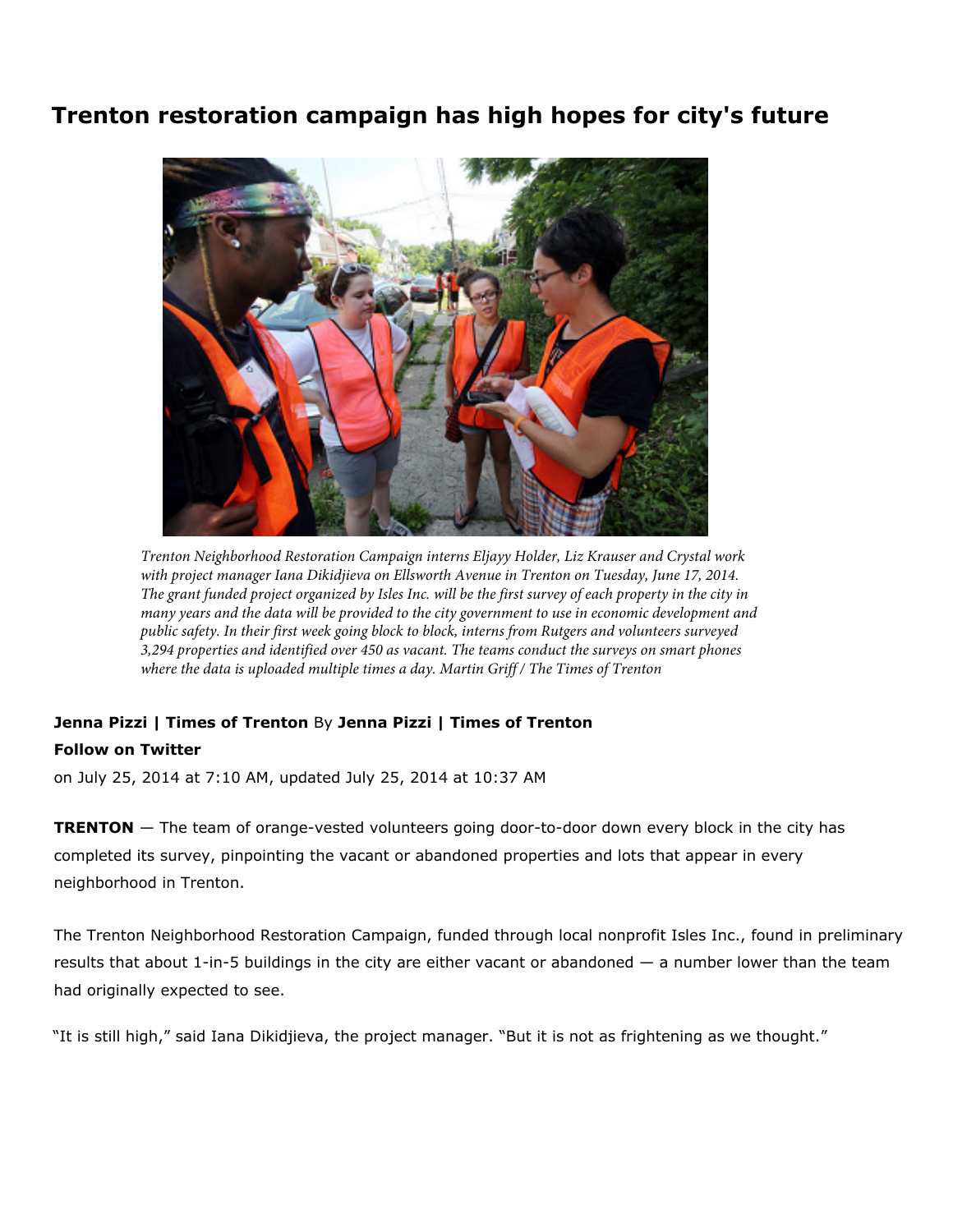# Trenton restoration campaign has high hopes for city's future

*Trenton Neighborhood Restoration Campaign interns Eljayy Holder, Liz Krauser and Crystal work with project manager Iana Dikidjieva on Ellsworth Avenue in Trenton on Tuesday, June 17, 2014. The grant funded project organized by Isles Inc. will be the first survey of each property in the city in many years and the data will be provided to the city government to use in economic development and public safety. In their first week going block to block, interns from Rutgers and volunteers surveyed 3,294 properties and identified over 450 as vacant. The teams conduct the surveys on smart phones where the data is uploaded multiple times a day. Martin Griff / The Times of Trenton*

**Jenna Pizzi | Times of Trenton** By **Jenna Pizzi | Times of Trenton**

**Follow on Twitter**

on July 25, 2014 at 7:10 AM, updated July 25, 2014 at 10:37 AM

**TRENTON** — The team of orange-vested volunteers going door-to-door down every block in the city has completed its survey, pinpointing the vacant or abandoned properties and lots that appear in every neighborhood in Trenton.

The Trenton Neighborhood Restoration Campaign, funded through local nonprofit Isles Inc., found in preliminary results that about 1-in-5 buildings in the city are either vacant or abandoned — a number lower than the team had originally expected to see.

"It is still high," said Iana Dikidjieva, the project manager. "But it is not as frightening as we thought."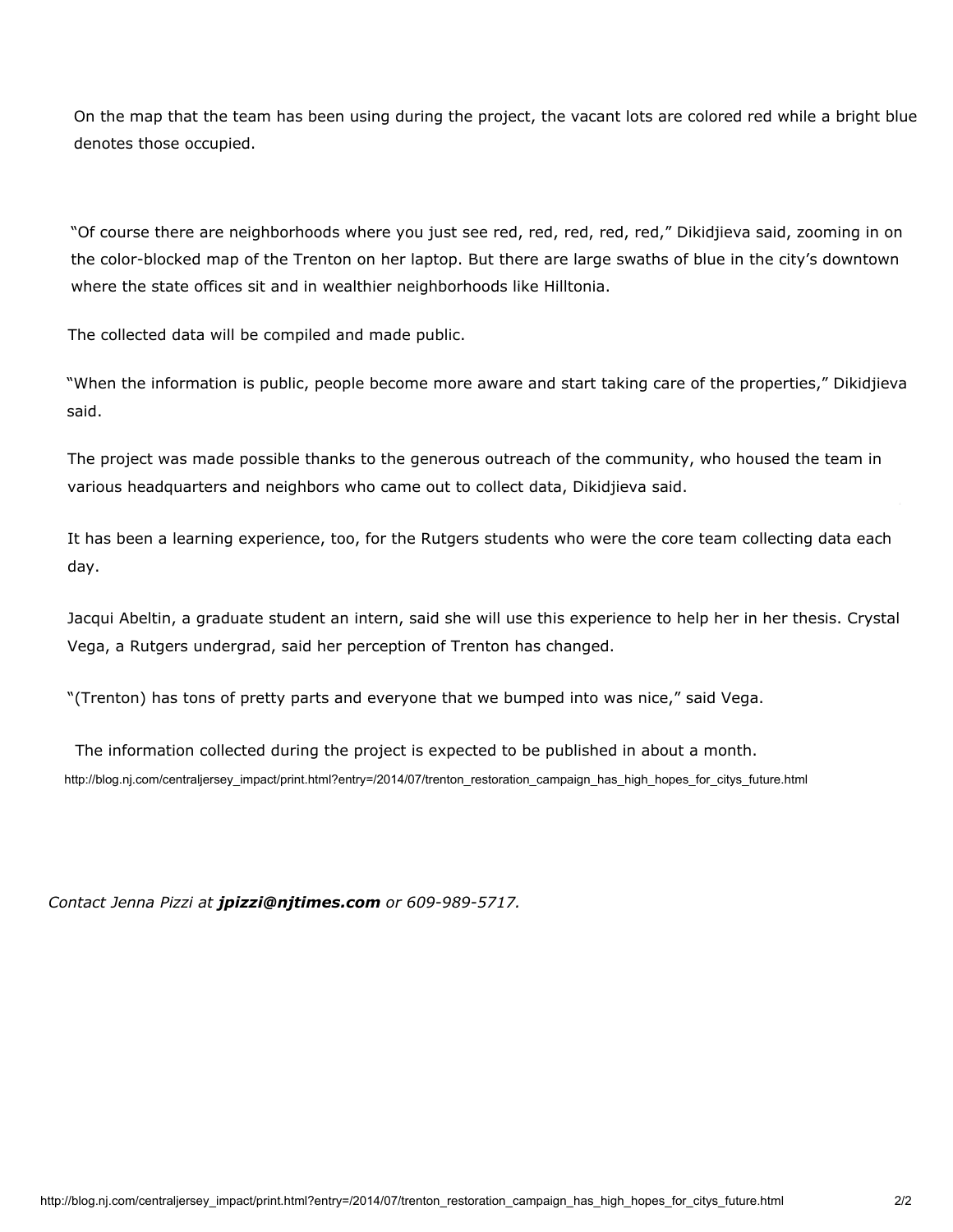On the map that the team has been using during the project, the vacant lots are colored red while a bright blue denotes those occupied.

"Of course there are neighborhoods where you just see red, red, red, red, red," Dikidjieva said, zooming in on the color-blocked map of the Trenton on her laptop. But there are large swaths of blue in the city's downtown where the state offices sit and in wealthier neighborhoods like Hilltonia.

The collected data will be compiled and made public.

"When the information is public, people become more aware and start taking care of the properties," Dikidjieva said.

The project was made possible thanks to the generous outreach of the community, who housed the team in various headquarters and neighbors who came out to collect data, Dikidjieva said.

It has been a learning experience, too, for the Rutgers students who were the core team collecting data each day.

Jacqui Abeltin, a graduate student an intern, said she will use this experience to help her in her thesis. Crystal Vega, a Rutgers undergrad, said her perception of Trenton has changed.

"(Trenton) has tons of pretty parts and everyone that we bumped into was nice," said Vega.

The information collected during the project is expected to be published in about a month.

http://blog.nj.com/centraljersey_impact/print.html?entry=/2014/07/trenton_restoration_campaign_has_high_hopes_for_citys_future.html

*Contact Jenna Pizzi at* ***jpizzi@njtimes.com*** *or 609-989-5717.*